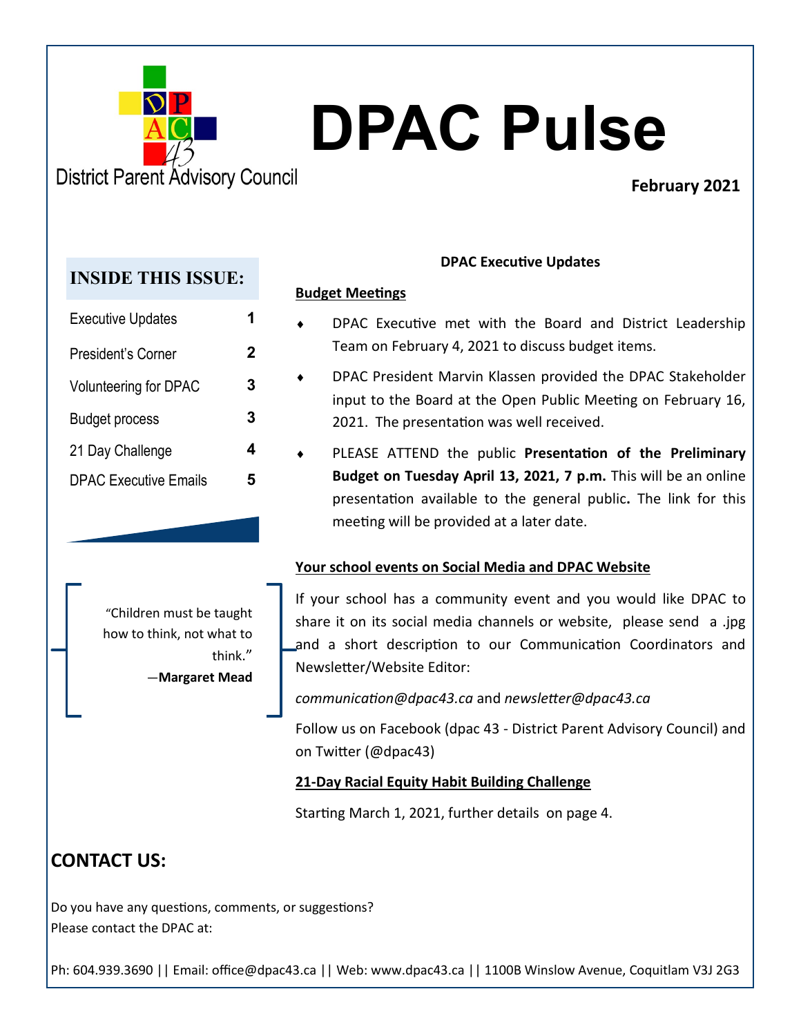District Parent Advisory Council

# DPAC Pulse

**February 2021**

## INSIDE THIS ISSUE:

| | |
|---|---|
| Executive Updates | 1 |
| President's Corner | 2 |
| Volunteering for DPAC | 3 |
| Budget process | 3 |
| 21 Day Challenge | 4 |
| DPAC Executive Emails | 5 |

"Children must be taught how to think, not what to think."
—**Margaret Mead**

**DPAC Executive Updates**

**Budget Meetings**

- DPAC Executive met with the Board and District Leadership Team on February 4, 2021 to discuss budget items.
- DPAC President Marvin Klassen provided the DPAC Stakeholder input to the Board at the Open Public Meeting on February 16, 2021. The presentation was well received.
- PLEASE ATTEND the public **Presentation of the Preliminary Budget on Tuesday April 13, 2021, 7 p.m.** This will be an online presentation available to the general public**.** The link for this meeting will be provided at a later date.

**Your school events on Social Media and DPAC Website**

If your school has a community event and you would like DPAC to share it on its social media channels or website, please send a .jpg and a short description to our Communication Coordinators and Newsletter/Website Editor:

*communication@dpac43.ca* and *newsletter@dpac43.ca*

Follow us on Facebook (dpac 43 - District Parent Advisory Council) and on Twitter (@dpac43)

**21-Day Racial Equity Habit Building Challenge**

Starting March 1, 2021, further details on page 4.

## CONTACT US:

Do you have any questions, comments, or suggestions?
Please contact the DPAC at:

Ph: 604.939.3690 || Email: office@dpac43.ca || Web: www.dpac43.ca || 1100B Winslow Avenue, Coquitlam V3J 2G3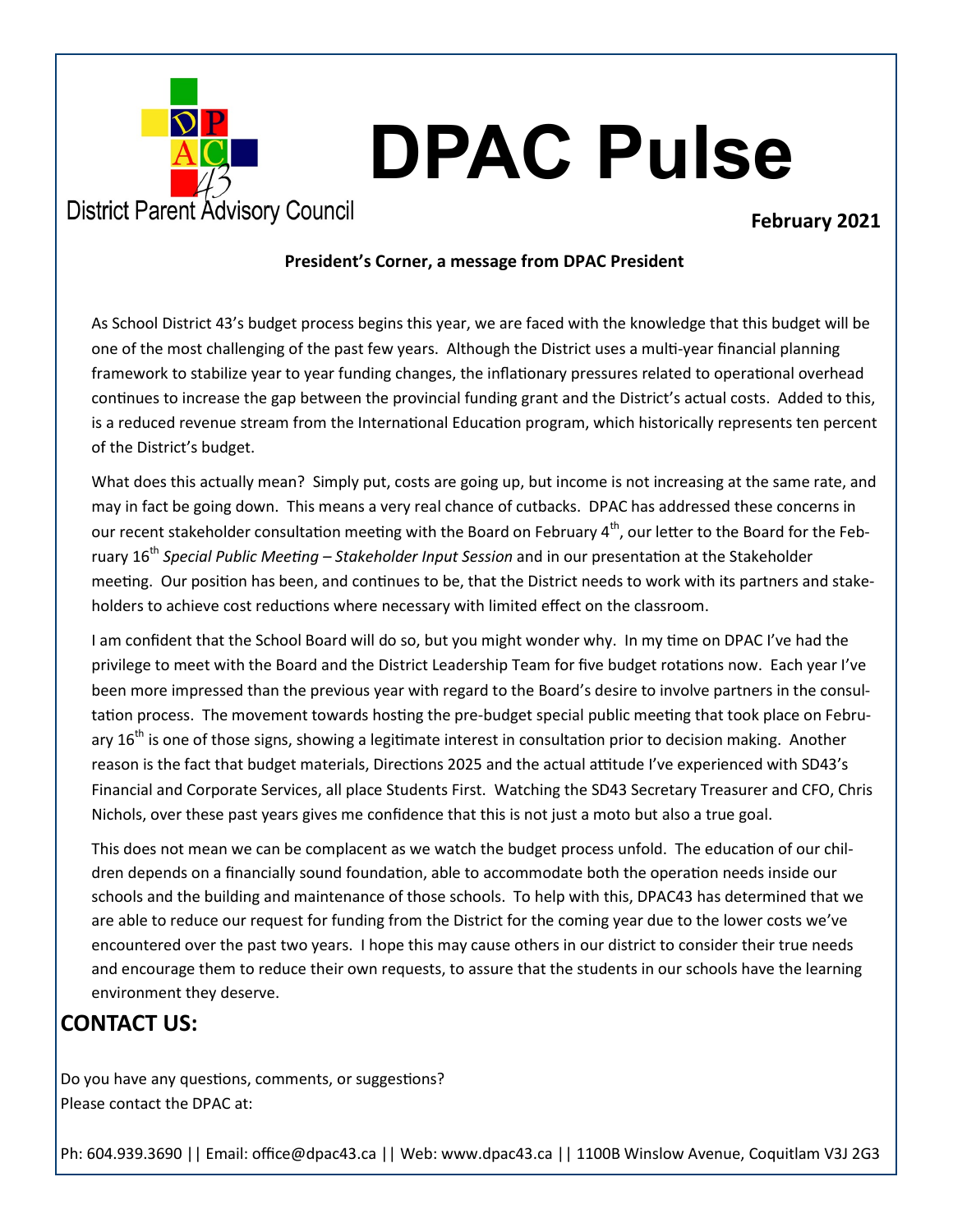# DPAC Pulse

District Parent Advisory Council

**February 2021**

**President's Corner, a message from DPAC President**

As School District 43's budget process begins this year, we are faced with the knowledge that this budget will be one of the most challenging of the past few years. Although the District uses a multi-year financial planning framework to stabilize year to year funding changes, the inflationary pressures related to operational overhead continues to increase the gap between the provincial funding grant and the District's actual costs. Added to this, is a reduced revenue stream from the International Education program, which historically represents ten percent of the District's budget.

What does this actually mean? Simply put, costs are going up, but income is not increasing at the same rate, and may in fact be going down. This means a very real chance of cutbacks. DPAC has addressed these concerns in our recent stakeholder consultation meeting with the Board on February 4th, our letter to the Board for the February 16th *Special Public Meeting – Stakeholder Input Session* and in our presentation at the Stakeholder meeting. Our position has been, and continues to be, that the District needs to work with its partners and stakeholders to achieve cost reductions where necessary with limited effect on the classroom.

I am confident that the School Board will do so, but you might wonder why. In my time on DPAC I've had the privilege to meet with the Board and the District Leadership Team for five budget rotations now. Each year I've been more impressed than the previous year with regard to the Board's desire to involve partners in the consultation process. The movement towards hosting the pre-budget special public meeting that took place on February 16th is one of those signs, showing a legitimate interest in consultation prior to decision making. Another reason is the fact that budget materials, Directions 2025 and the actual attitude I've experienced with SD43's Financial and Corporate Services, all place Students First. Watching the SD43 Secretary Treasurer and CFO, Chris Nichols, over these past years gives me confidence that this is not just a moto but also a true goal.

This does not mean we can be complacent as we watch the budget process unfold. The education of our children depends on a financially sound foundation, able to accommodate both the operation needs inside our schools and the building and maintenance of those schools. To help with this, DPAC43 has determined that we are able to reduce our request for funding from the District for the coming year due to the lower costs we've encountered over the past two years. I hope this may cause others in our district to consider their true needs and encourage them to reduce their own requests, to assure that the students in our schools have the learning environment they deserve.

## CONTACT US:

Do you have any questions, comments, or suggestions?
Please contact the DPAC at:

Ph: 604.939.3690 || Email: office@dpac43.ca || Web: www.dpac43.ca || 1100B Winslow Avenue, Coquitlam V3J 2G3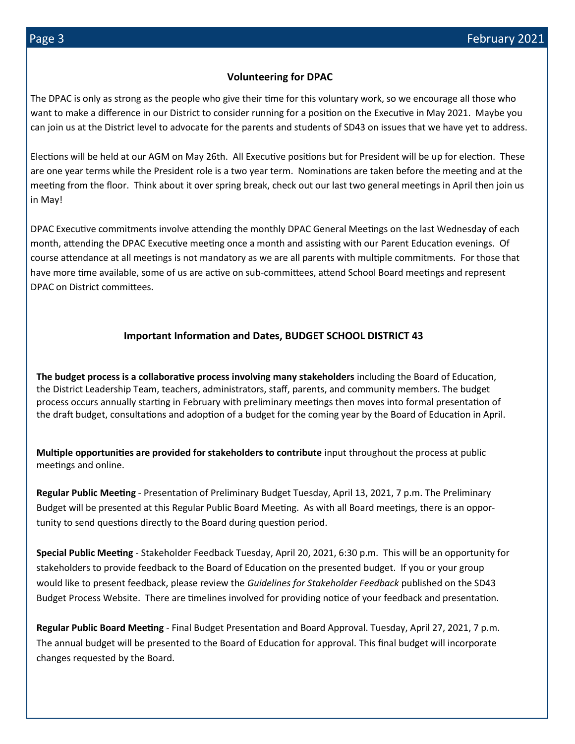## Volunteering for DPAC

The DPAC is only as strong as the people who give their time for this voluntary work, so we encourage all those who want to make a difference in our District to consider running for a position on the Executive in May 2021. Maybe you can join us at the District level to advocate for the parents and students of SD43 on issues that we have yet to address.

Elections will be held at our AGM on May 26th. All Executive positions but for President will be up for election. These are one year terms while the President role is a two year term. Nominations are taken before the meeting and at the meeting from the floor. Think about it over spring break, check out our last two general meetings in April then join us in May!

DPAC Executive commitments involve attending the monthly DPAC General Meetings on the last Wednesday of each month, attending the DPAC Executive meeting once a month and assisting with our Parent Education evenings. Of course attendance at all meetings is not mandatory as we are all parents with multiple commitments. For those that have more time available, some of us are active on sub-committees, attend School Board meetings and represent DPAC on District committees.

## Important Information and Dates, BUDGET SCHOOL DISTRICT 43

**The budget process is a collaborative process involving many stakeholders** including the Board of Education, the District Leadership Team, teachers, administrators, staff, parents, and community members. The budget process occurs annually starting in February with preliminary meetings then moves into formal presentation of the draft budget, consultations and adoption of a budget for the coming year by the Board of Education in April.

**Multiple opportunities are provided for stakeholders to contribute** input throughout the process at public meetings and online.

**Regular Public Meeting** - Presentation of Preliminary Budget Tuesday, April 13, 2021, 7 p.m. The Preliminary Budget will be presented at this Regular Public Board Meeting. As with all Board meetings, there is an opportunity to send questions directly to the Board during question period.

**Special Public Meeting** - Stakeholder Feedback Tuesday, April 20, 2021, 6:30 p.m. This will be an opportunity for stakeholders to provide feedback to the Board of Education on the presented budget. If you or your group would like to present feedback, please review the *Guidelines for Stakeholder Feedback* published on the SD43 Budget Process Website. There are timelines involved for providing notice of your feedback and presentation.

**Regular Public Board Meeting** - Final Budget Presentation and Board Approval. Tuesday, April 27, 2021, 7 p.m. The annual budget will be presented to the Board of Education for approval. This final budget will incorporate changes requested by the Board.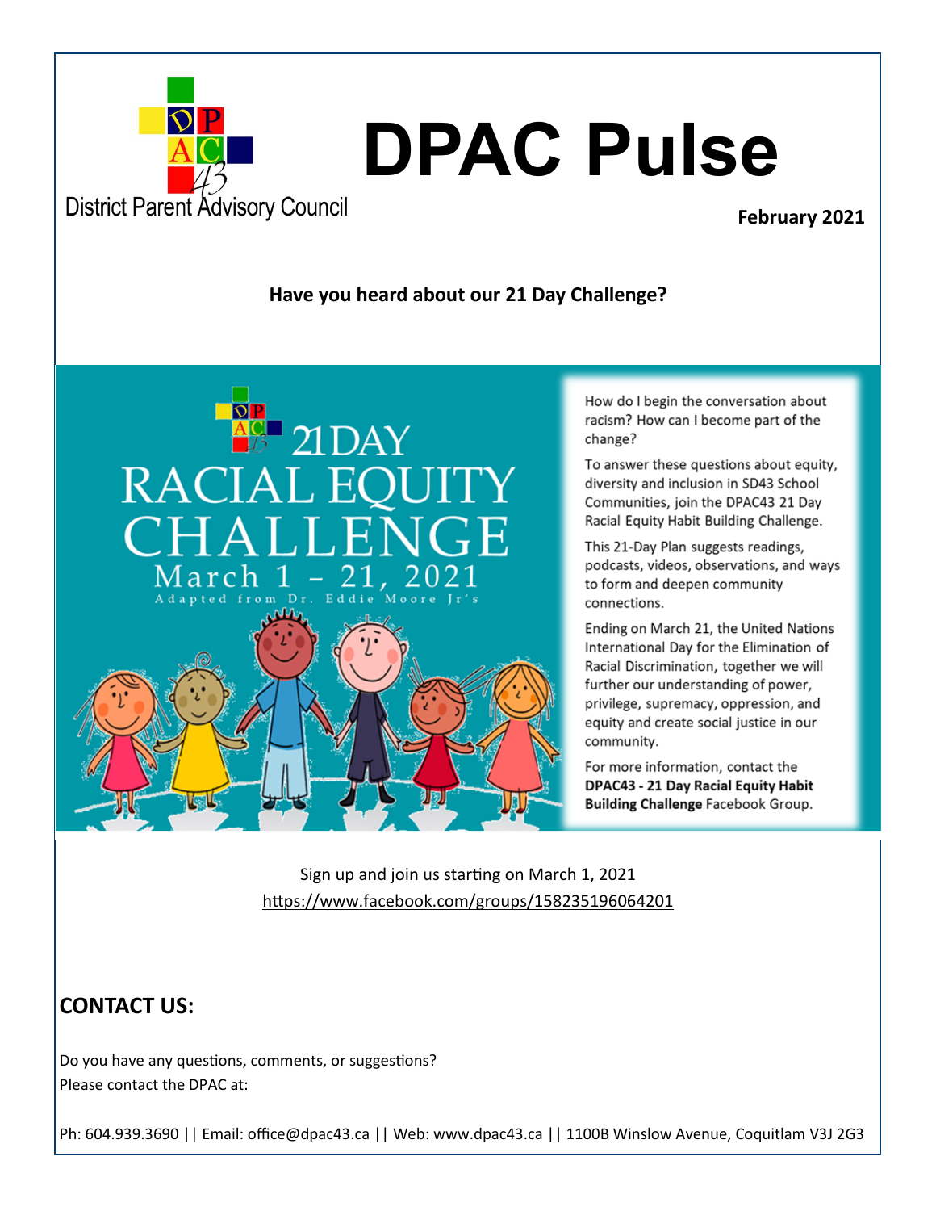# DPAC Pulse

District Parent Advisory Council

**February 2021**

**Have you heard about our 21 Day Challenge?**

21 DAY RACIAL EQUITY CHALLENGE
March 1 – 21, 2021
Adapted from Dr. Eddie Moore Jr's

How do I begin the conversation about racism? How can I become part of the change?

To answer these questions about equity, diversity and inclusion in SD43 School Communities, join the DPAC43 21 Day Racial Equity Habit Building Challenge.

This 21-Day Plan suggests readings, podcasts, videos, observations, and ways to form and deepen community connections.

Ending on March 21, the United Nations International Day for the Elimination of Racial Discrimination, together we will further our understanding of power, privilege, supremacy, oppression, and equity and create social justice in our community.

For more information, contact the **DPAC43 - 21 Day Racial Equity Habit Building Challenge** Facebook Group.

Sign up and join us starting on March 1, 2021
https://www.facebook.com/groups/158235196064201

## CONTACT US:

Do you have any questions, comments, or suggestions?
Please contact the DPAC at:

Ph: 604.939.3690 || Email: office@dpac43.ca || Web: www.dpac43.ca || 1100B Winslow Avenue, Coquitlam V3J 2G3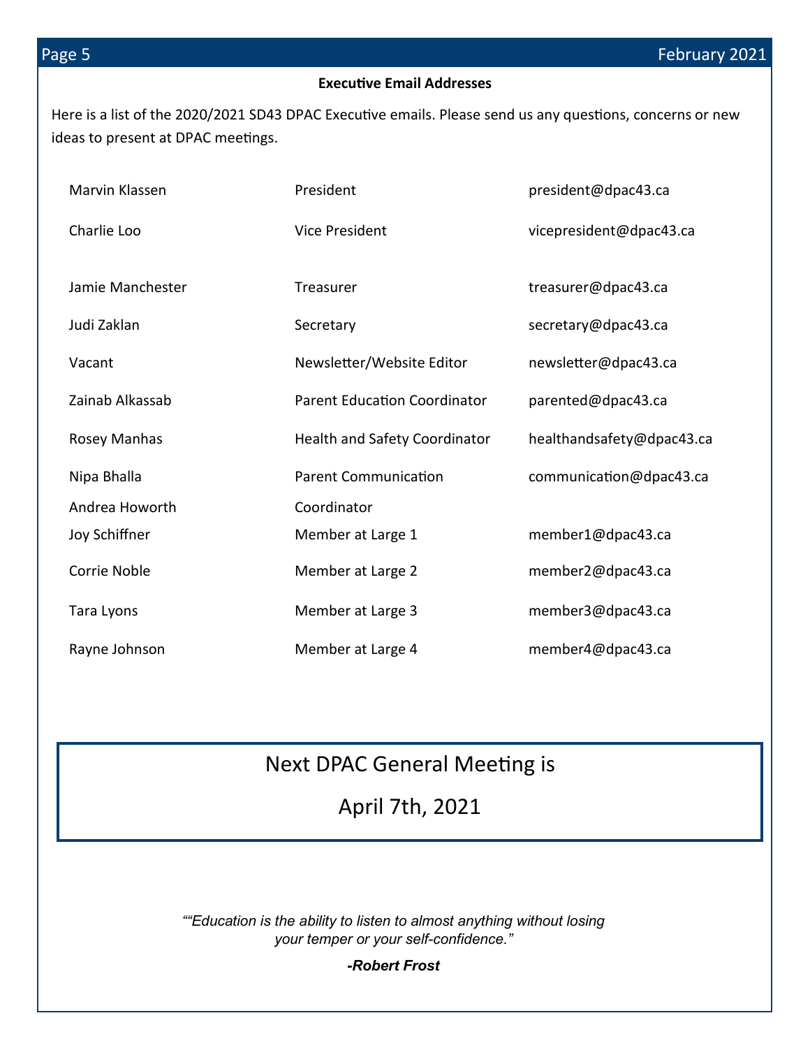**Executive Email Addresses**

Here is a list of the 2020/2021 SD43 DPAC Executive emails. Please send us any questions, concerns or new ideas to present at DPAC meetings.

| | | |
|---|---|---|
| Marvin Klassen | President | president@dpac43.ca |
| Charlie Loo | Vice President | vicepresident@dpac43.ca |
| Jamie Manchester | Treasurer | treasurer@dpac43.ca |
| Judi Zaklan | Secretary | secretary@dpac43.ca |
| Vacant | Newsletter/Website Editor | newsletter@dpac43.ca |
| Zainab Alkassab | Parent Education Coordinator | parented@dpac43.ca |
| Rosey Manhas | Health and Safety Coordinator | healthandsafety@dpac43.ca |
| Nipa Bhalla<br>Andrea Howorth | Parent Communication Coordinator | communication@dpac43.ca |
| Joy Schiffner | Member at Large 1 | member1@dpac43.ca |
| Corrie Noble | Member at Large 2 | member2@dpac43.ca |
| Tara Lyons | Member at Large 3 | member3@dpac43.ca |
| Rayne Johnson | Member at Large 4 | member4@dpac43.ca |

Next DPAC General Meeting is

April 7th, 2021

*""Education is the ability to listen to almost anything without losing your temper or your self-confidence."*

***-Robert Frost***